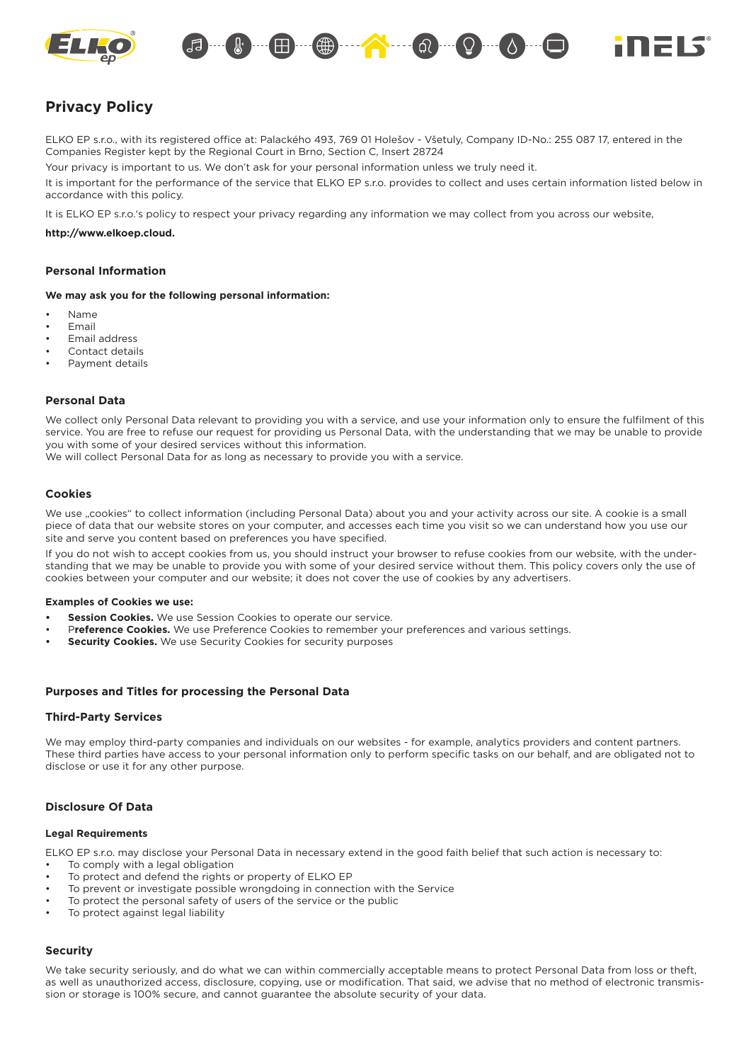# Privacy Policy

ELKO EP s.r.o., with its registered office at: Palackého 493, 769 01 Holešov - Všetuly, Company ID-No.: 255 087 17, entered in the Companies Register kept by the Regional Court in Brno, Section C, Insert 28724

Your privacy is important to us. We don't ask for your personal information unless we truly need it.

It is important for the performance of the service that ELKO EP s.r.o. provides to collect and uses certain information listed below in accordance with this policy.

It is ELKO EP s.r.o.'s policy to respect your privacy regarding any information we may collect from you across our website,

**http://www.elkoep.cloud.**

### Personal Information

**We may ask you for the following personal information:**

- Name
- Email
- Email address
- Contact details
- Payment details

### Personal Data

We collect only Personal Data relevant to providing you with a service, and use your information only to ensure the fulfilment of this service. You are free to refuse our request for providing us Personal Data, with the understanding that we may be unable to provide you with some of your desired services without this information.
We will collect Personal Data for as long as necessary to provide you with a service.

### Cookies

We use „cookies" to collect information (including Personal Data) about you and your activity across our site. A cookie is a small piece of data that our website stores on your computer, and accesses each time you visit so we can understand how you use our site and serve you content based on preferences you have specified.

If you do not wish to accept cookies from us, you should instruct your browser to refuse cookies from our website, with the understanding that we may be unable to provide you with some of your desired service without them. This policy covers only the use of cookies between your computer and our website; it does not cover the use of cookies by any advertisers.

**Examples of Cookies we use:**

- **Session Cookies.** We use Session Cookies to operate our service.
- P**reference Cookies.** We use Preference Cookies to remember your preferences and various settings.
- **Security Cookies.** We use Security Cookies for security purposes

### Purposes and Titles for processing the Personal Data

### Third-Party Services

We may employ third-party companies and individuals on our websites - for example, analytics providers and content partners. These third parties have access to your personal information only to perform specific tasks on our behalf, and are obligated not to disclose or use it for any other purpose.

### Disclosure Of Data

**Legal Requirements**

ELKO EP s.r.o. may disclose your Personal Data in necessary extend in the good faith belief that such action is necessary to:

- To comply with a legal obligation
- To protect and defend the rights or property of ELKO EP
- To prevent or investigate possible wrongdoing in connection with the Service
- To protect the personal safety of users of the service or the public
- To protect against legal liability

### Security

We take security seriously, and do what we can within commercially acceptable means to protect Personal Data from loss or theft, as well as unauthorized access, disclosure, copying, use or modification. That said, we advise that no method of electronic transmission or storage is 100% secure, and cannot guarantee the absolute security of your data.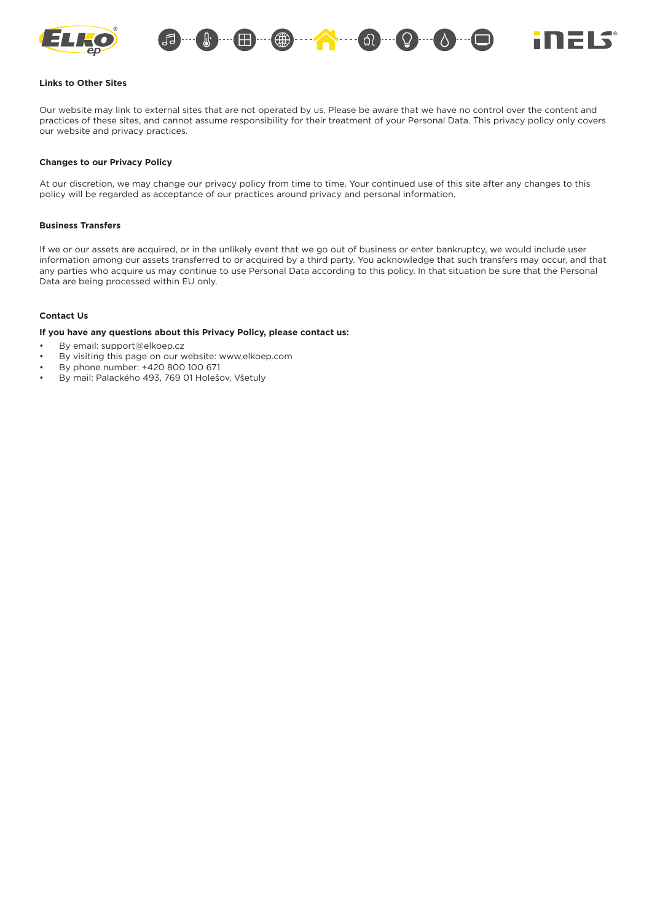### Links to Other Sites

Our website may link to external sites that are not operated by us. Please be aware that we have no control over the content and practices of these sites, and cannot assume responsibility for their treatment of your Personal Data. This privacy policy only covers our website and privacy practices.

### Changes to our Privacy Policy

At our discretion, we may change our privacy policy from time to time. Your continued use of this site after any changes to this policy will be regarded as acceptance of our practices around privacy and personal information.

### Business Transfers

If we or our assets are acquired, or in the unlikely event that we go out of business or enter bankruptcy, we would include user information among our assets transferred to or acquired by a third party. You acknowledge that such transfers may occur, and that any parties who acquire us may continue to use Personal Data according to this policy. In that situation be sure that the Personal Data are being processed within EU only.

### Contact Us

**If you have any questions about this Privacy Policy, please contact us:**

- By email: support@elkoep.cz
- By visiting this page on our website: www.elkoep.com
- By phone number: +420 800 100 671
- By mail: Palackého 493, 769 01 Holešov, Všetuly